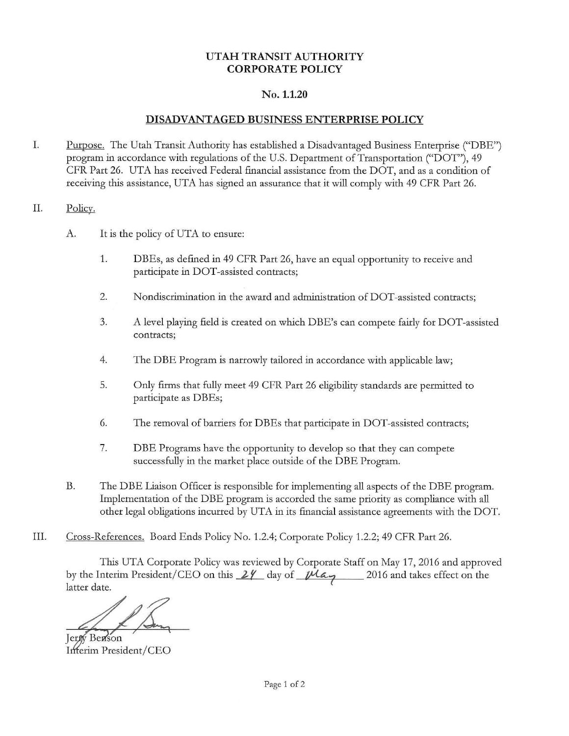# UTAH TRANSIT AUTHORITY CORPORATE POLICY

## No. 1.1.20

## DISADVANTAGED BUSINESS ENTERPRISE POLICY

I. Purpose. The Utah Transit Authority has established a Disadvantaged Business Enterprise ("DBE") program in accordance with regulations of the U.S. Department of Transportation ("DOT"), 49 CFR Part 26. UTA has received Federal financial assistance from the DOT, and as a condition of receiving this assistance, UTA has signed an assurance that it will comply with 49 CFR Part 26.

II. Policy.

A. It is the policy of UTA to ensure:

1. DBEs, as defined in 49 CFR Part 26, have an equal opportunity to receive and participate in DOT-assisted contracts;

2. Nondiscrimination in the award and administration of DOT-assisted contracts;

3. A level playing field is created on which DBE's can compete fairly for DOT-assisted contracts;

4. The DBE Program is narrowly tailored in accordance with applicable law;

5. Only firms that fully meet 49 CFR Part 26 eligibility standards are permitted to participate as DBEs;

6. The removal of barriers for DBEs that participate in DOT-assisted contracts;

7. DBE Programs have the opportunity to develop so that they can compete successfully in the market place outside of the DBE Program.

B. The DBE Liaison Officer is responsible for implementing all aspects of the DBE program. Implementation of the DBE program is accorded the same priority as compliance with all other legal obligations incurred by UTA in its financial assistance agreements with the DOT.

III. Cross-References. Board Ends Policy No. 1.2.4; Corporate Policy 1.2.2; 49 CFR Part 26.

This UTA Corporate Policy was reviewed by Corporate Staff on May 17, 2016 and approved by the Interim President/CEO on this 24 day of May 2016 and takes effect on the latter date.

Jerry Benson
Interim President/CEO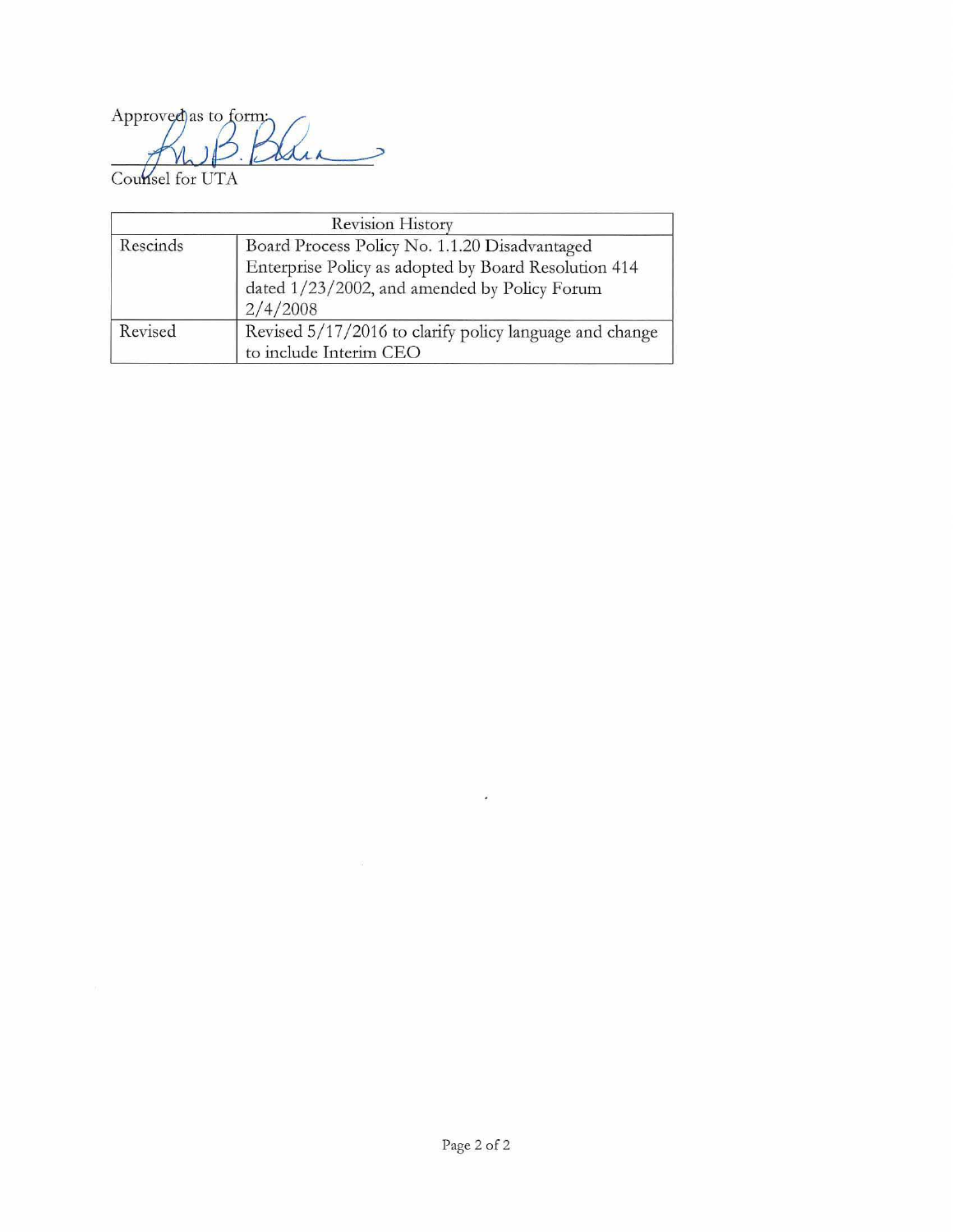Approved as to form:

Counsel for UTA

| Revision History | |
|---|---|
| Rescinds | Board Process Policy No. 1.1.20 Disadvantaged Enterprise Policy as adopted by Board Resolution 414 dated 1/23/2002, and amended by Policy Forum 2/4/2008 |
| Revised | Revised 5/17/2016 to clarify policy language and change to include Interim CEO |